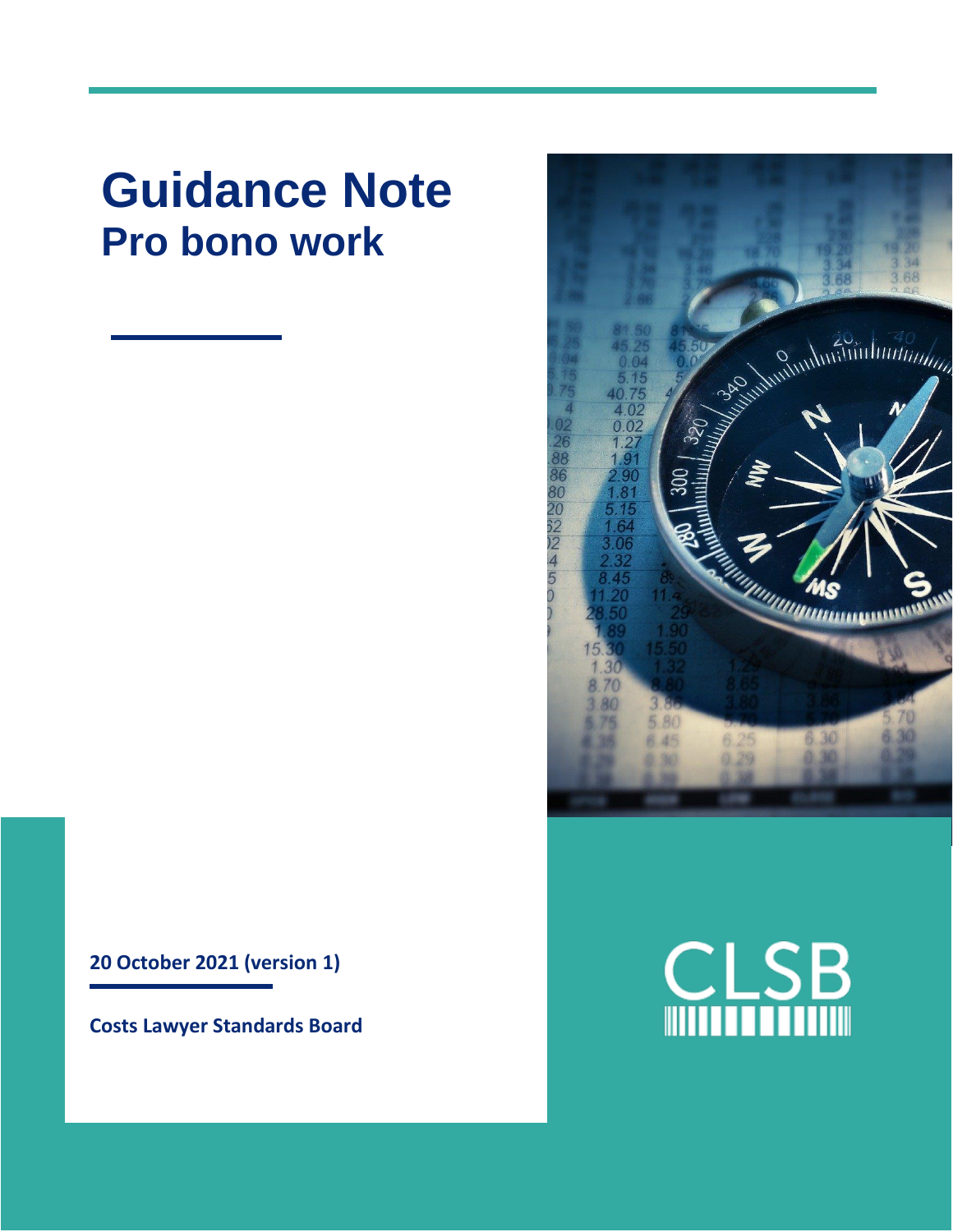# Guidance Note

## Pro bono work

**20 October 2021 (version 1)**

**Costs Lawyer Standards Board**

CLSB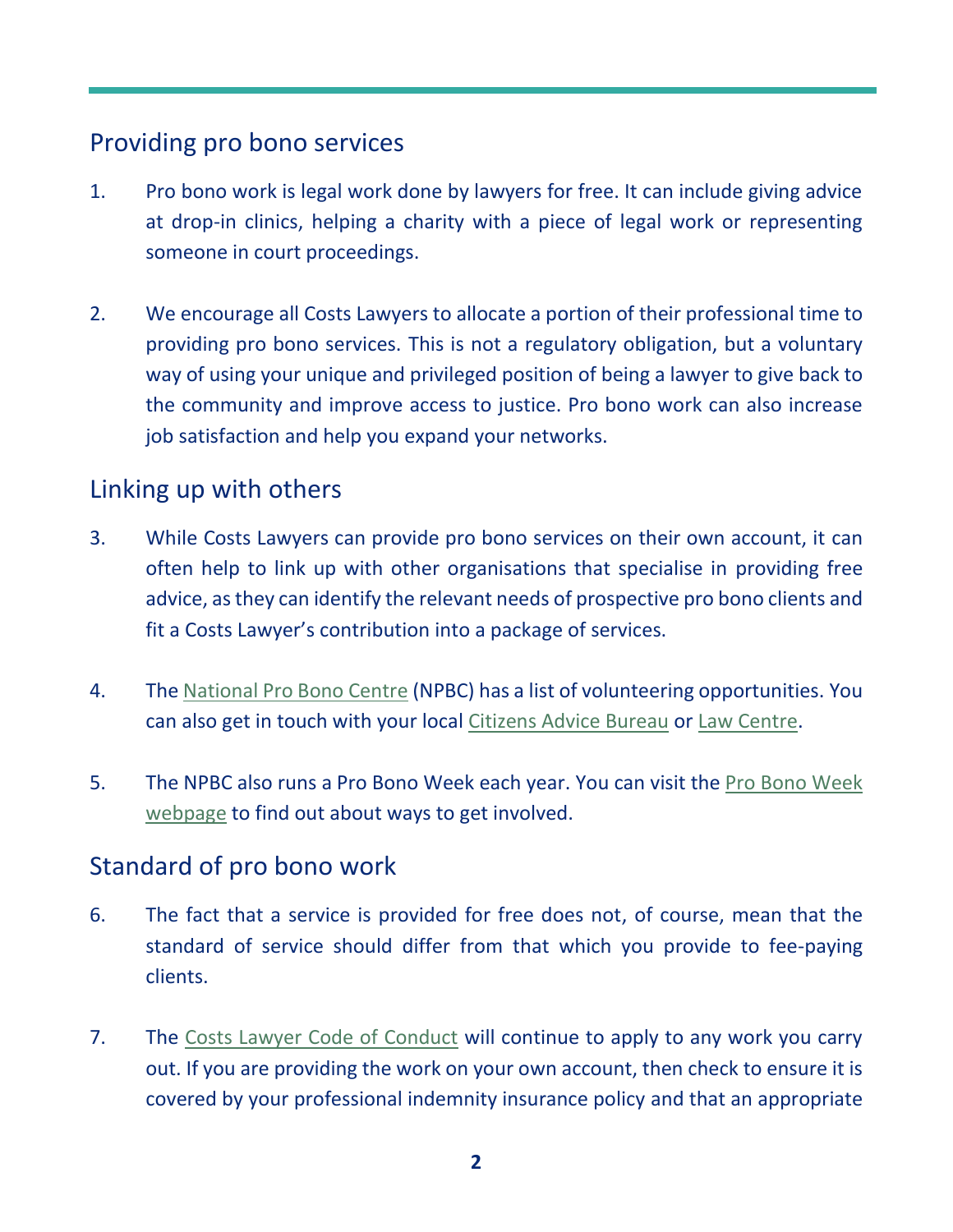## Providing pro bono services

1. Pro bono work is legal work done by lawyers for free. It can include giving advice at drop-in clinics, helping a charity with a piece of legal work or representing someone in court proceedings.

2. We encourage all Costs Lawyers to allocate a portion of their professional time to providing pro bono services. This is not a regulatory obligation, but a voluntary way of using your unique and privileged position of being a lawyer to give back to the community and improve access to justice. Pro bono work can also increase job satisfaction and help you expand your networks.

## Linking up with others

3. While Costs Lawyers can provide pro bono services on their own account, it can often help to link up with other organisations that specialise in providing free advice, as they can identify the relevant needs of prospective pro bono clients and fit a Costs Lawyer's contribution into a package of services.

4. The National Pro Bono Centre (NPBC) has a list of volunteering opportunities. You can also get in touch with your local Citizens Advice Bureau or Law Centre.

5. The NPBC also runs a Pro Bono Week each year. You can visit the Pro Bono Week webpage to find out about ways to get involved.

## Standard of pro bono work

6. The fact that a service is provided for free does not, of course, mean that the standard of service should differ from that which you provide to fee-paying clients.

7. The Costs Lawyer Code of Conduct will continue to apply to any work you carry out. If you are providing the work on your own account, then check to ensure it is covered by your professional indemnity insurance policy and that an appropriate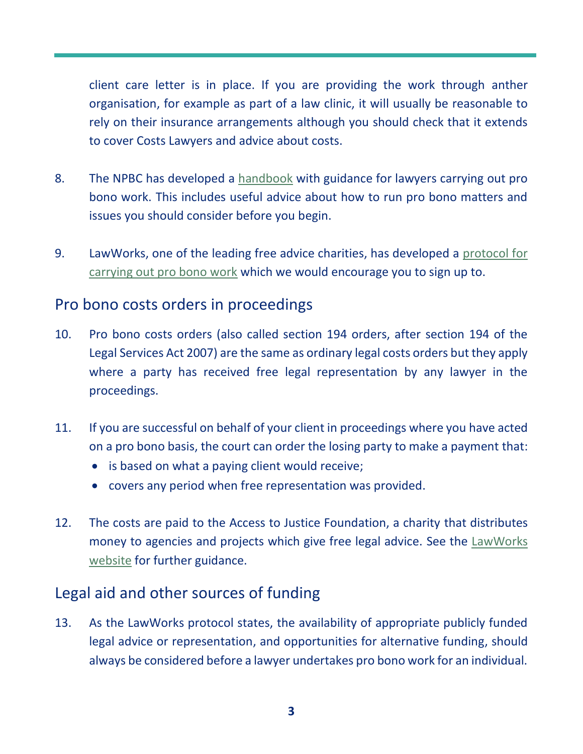client care letter is in place. If you are providing the work through anther organisation, for example as part of a law clinic, it will usually be reasonable to rely on their insurance arrangements although you should check that it extends to cover Costs Lawyers and advice about costs.

8. The NPBC has developed a handbook with guidance for lawyers carrying out pro bono work. This includes useful advice about how to run pro bono matters and issues you should consider before you begin.

9. LawWorks, one of the leading free advice charities, has developed a protocol for carrying out pro bono work which we would encourage you to sign up to.

## Pro bono costs orders in proceedings

10. Pro bono costs orders (also called section 194 orders, after section 194 of the Legal Services Act 2007) are the same as ordinary legal costs orders but they apply where a party has received free legal representation by any lawyer in the proceedings.

11. If you are successful on behalf of your client in proceedings where you have acted on a pro bono basis, the court can order the losing party to make a payment that:
    - is based on what a paying client would receive;
    - covers any period when free representation was provided.

12. The costs are paid to the Access to Justice Foundation, a charity that distributes money to agencies and projects which give free legal advice. See the LawWorks website for further guidance.

## Legal aid and other sources of funding

13. As the LawWorks protocol states, the availability of appropriate publicly funded legal advice or representation, and opportunities for alternative funding, should always be considered before a lawyer undertakes pro bono work for an individual.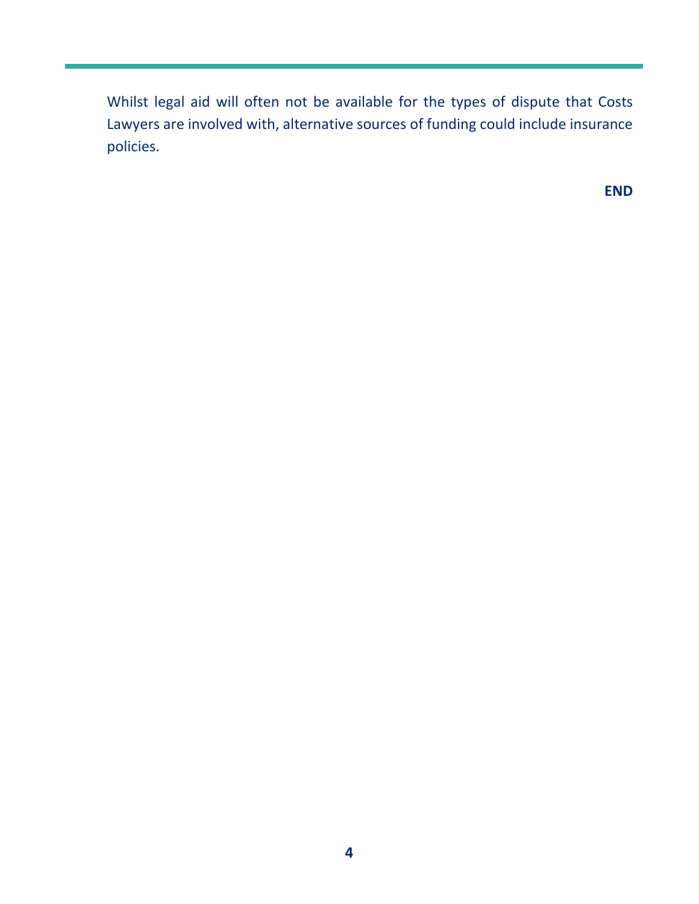Whilst legal aid will often not be available for the types of dispute that Costs Lawyers are involved with, alternative sources of funding could include insurance policies.

**END**